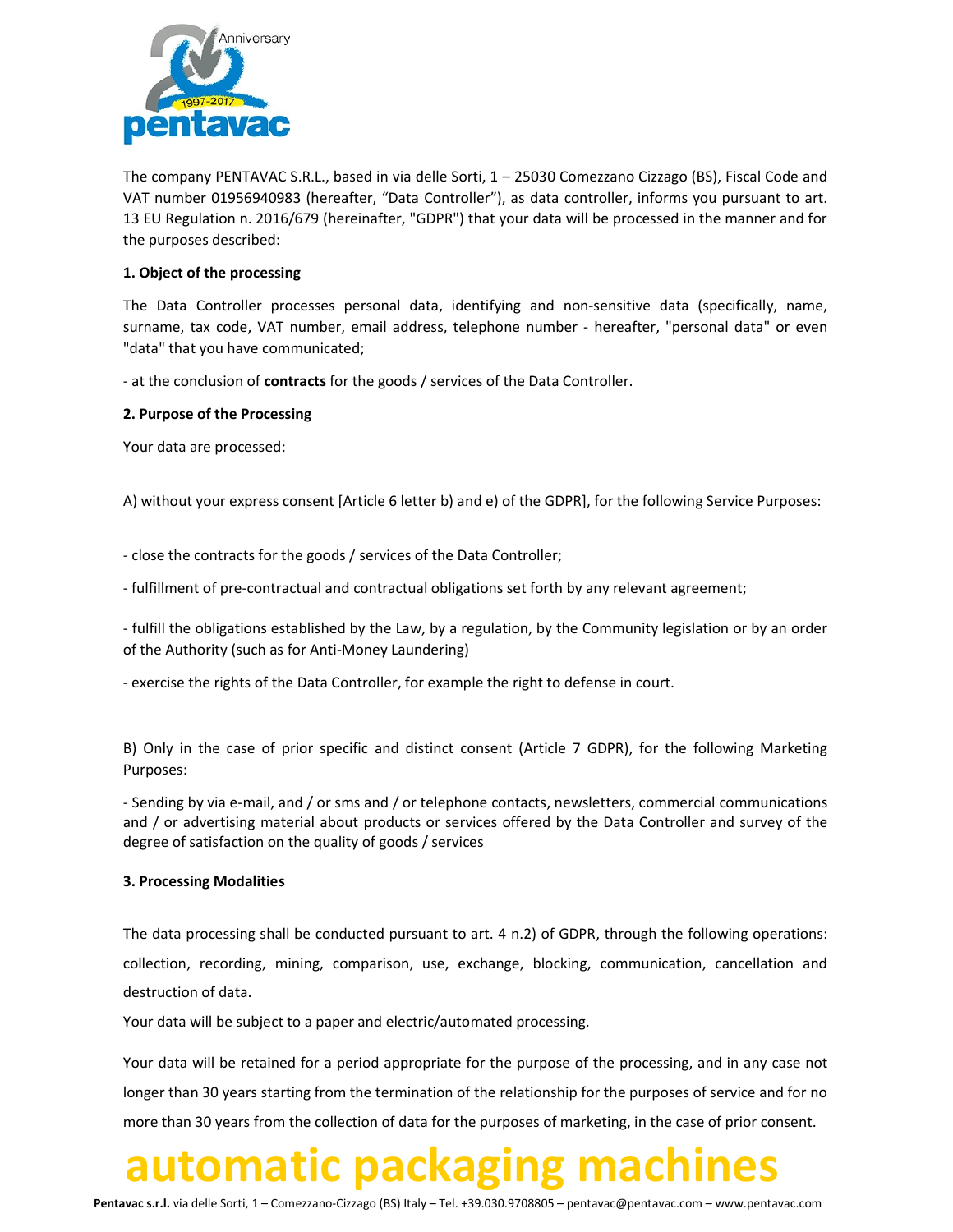The company PENTAVAC S.R.L., based in via delle Sorti, 1 – 25030 Comezzano Cizzago (BS), Fiscal Code and VAT number 01956940983 (hereafter, "Data Controller"), as data controller, informs you pursuant to art. 13 EU Regulation n. 2016/679 (hereinafter, "GDPR") that your data will be processed in the manner and for the purposes described:

**1. Object of the processing**

The Data Controller processes personal data, identifying and non-sensitive data (specifically, name, surname, tax code, VAT number, email address, telephone number - hereafter, "personal data" or even "data" that you have communicated;

- at the conclusion of **contracts** for the goods / services of the Data Controller.

**2. Purpose of the Processing**

Your data are processed:

A) without your express consent [Article 6 letter b) and e) of the GDPR], for the following Service Purposes:

- close the contracts for the goods / services of the Data Controller;

- fulfillment of pre-contractual and contractual obligations set forth by any relevant agreement;

- fulfill the obligations established by the Law, by a regulation, by the Community legislation or by an order of the Authority (such as for Anti-Money Laundering)

- exercise the rights of the Data Controller, for example the right to defense in court.

B) Only in the case of prior specific and distinct consent (Article 7 GDPR), for the following Marketing Purposes:

- Sending by via e-mail, and / or sms and / or telephone contacts, newsletters, commercial communications and / or advertising material about products or services offered by the Data Controller and survey of the degree of satisfaction on the quality of goods / services

**3. Processing Modalities**

The data processing shall be conducted pursuant to art. 4 n.2) of GDPR, through the following operations: collection, recording, mining, comparison, use, exchange, blocking, communication, cancellation and destruction of data.

Your data will be subject to a paper and electric/automated processing.

Your data will be retained for a period appropriate for the purpose of the processing, and in any case not longer than 30 years starting from the termination of the relationship for the purposes of service and for no more than 30 years from the collection of data for the purposes of marketing, in the case of prior consent.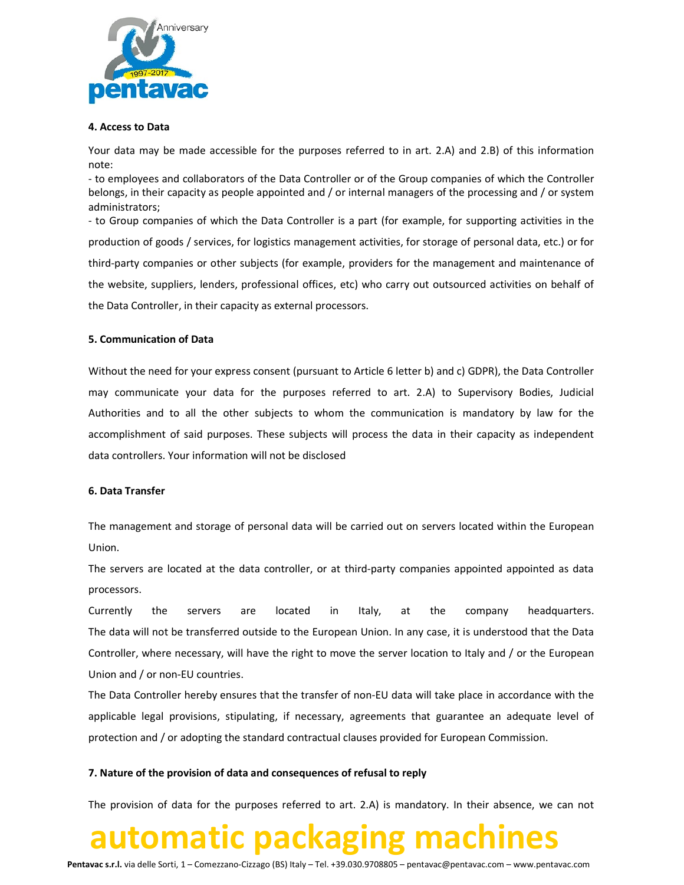**4. Access to Data**

Your data may be made accessible for the purposes referred to in art. 2.A) and 2.B) of this information note:

- to employees and collaborators of the Data Controller or of the Group companies of which the Controller belongs, in their capacity as people appointed and / or internal managers of the processing and / or system administrators;
- to Group companies of which the Data Controller is a part (for example, for supporting activities in the production of goods / services, for logistics management activities, for storage of personal data, etc.) or for third-party companies or other subjects (for example, providers for the management and maintenance of the website, suppliers, lenders, professional offices, etc) who carry out outsourced activities on behalf of the Data Controller, in their capacity as external processors.

**5. Communication of Data**

Without the need for your express consent (pursuant to Article 6 letter b) and c) GDPR), the Data Controller may communicate your data for the purposes referred to art. 2.A) to Supervisory Bodies, Judicial Authorities and to all the other subjects to whom the communication is mandatory by law for the accomplishment of said purposes. These subjects will process the data in their capacity as independent data controllers. Your information will not be disclosed

**6. Data Transfer**

The management and storage of personal data will be carried out on servers located within the European Union.

The servers are located at the data controller, or at third-party companies appointed appointed as data processors.

Currently the servers are located in Italy, at the company headquarters. The data will not be transferred outside to the European Union. In any case, it is understood that the Data Controller, where necessary, will have the right to move the server location to Italy and / or the European Union and / or non-EU countries.

The Data Controller hereby ensures that the transfer of non-EU data will take place in accordance with the applicable legal provisions, stipulating, if necessary, agreements that guarantee an adequate level of protection and / or adopting the standard contractual clauses provided for European Commission.

**7. Nature of the provision of data and consequences of refusal to reply**

The provision of data for the purposes referred to art. 2.A) is mandatory. In their absence, we can not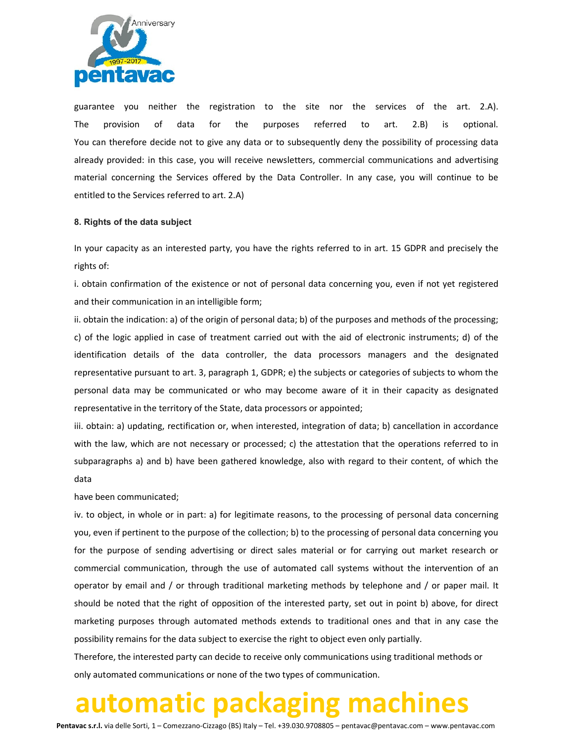guarantee you neither the registration to the site nor the services of the art. 2.A). The provision of data for the purposes referred to art. 2.B) is optional. You can therefore decide not to give any data or to subsequently deny the possibility of processing data already provided: in this case, you will receive newsletters, commercial communications and advertising material concerning the Services offered by the Data Controller. In any case, you will continue to be entitled to the Services referred to art. 2.A)

**8. Rights of the data subject**

In your capacity as an interested party, you have the rights referred to in art. 15 GDPR and precisely the rights of:

i. obtain confirmation of the existence or not of personal data concerning you, even if not yet registered and their communication in an intelligible form;

ii. obtain the indication: a) of the origin of personal data; b) of the purposes and methods of the processing; c) of the logic applied in case of treatment carried out with the aid of electronic instruments; d) of the identification details of the data controller, the data processors managers and the designated representative pursuant to art. 3, paragraph 1, GDPR; e) the subjects or categories of subjects to whom the personal data may be communicated or who may become aware of it in their capacity as designated representative in the territory of the State, data processors or appointed;

iii. obtain: a) updating, rectification or, when interested, integration of data; b) cancellation in accordance with the law, which are not necessary or processed; c) the attestation that the operations referred to in subparagraphs a) and b) have been gathered knowledge, also with regard to their content, of which the data have been communicated;

iv. to object, in whole or in part: a) for legitimate reasons, to the processing of personal data concerning you, even if pertinent to the purpose of the collection; b) to the processing of personal data concerning you for the purpose of sending advertising or direct sales material or for carrying out market research or commercial communication, through the use of automated call systems without the intervention of an operator by email and / or through traditional marketing methods by telephone and / or paper mail. It should be noted that the right of opposition of the interested party, set out in point b) above, for direct marketing purposes through automated methods extends to traditional ones and that in any case the possibility remains for the data subject to exercise the right to object even only partially.

Therefore, the interested party can decide to receive only communications using traditional methods or only automated communications or none of the two types of communication.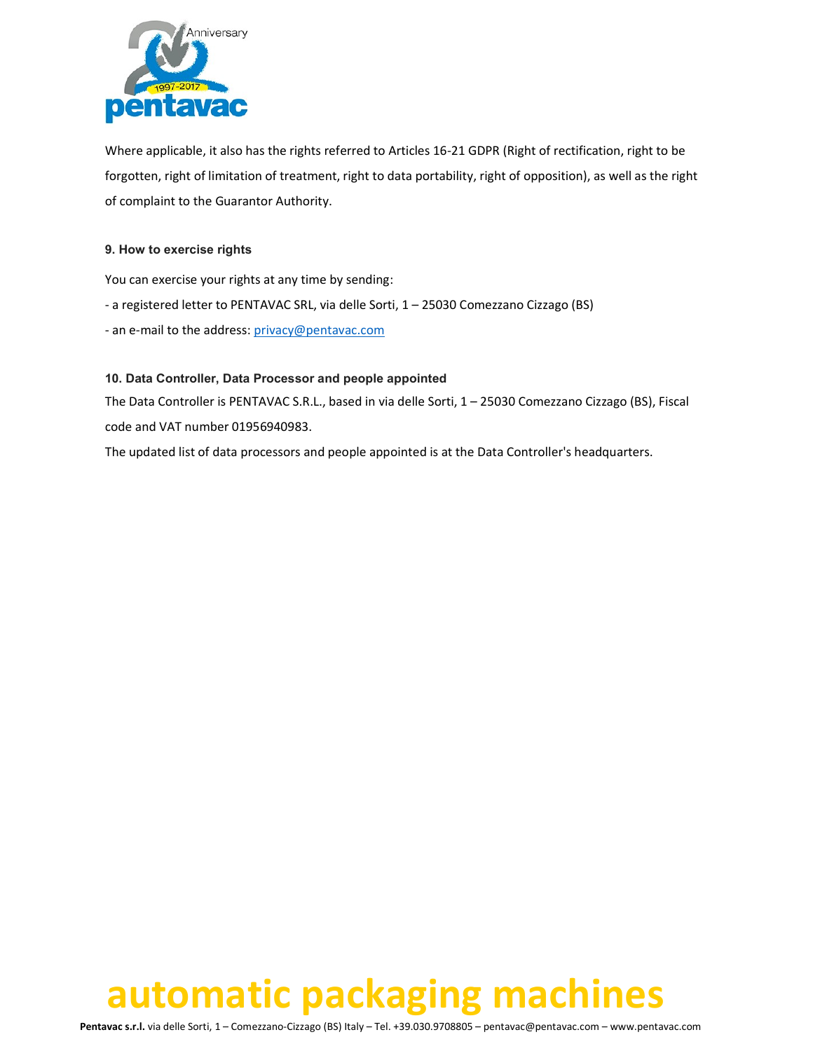Where applicable, it also has the rights referred to Articles 16-21 GDPR (Right of rectification, right to be forgotten, right of limitation of treatment, right to data portability, right of opposition), as well as the right of complaint to the Guarantor Authority.

#### 9. How to exercise rights

You can exercise your rights at any time by sending:

- a registered letter to PENTAVAC SRL, via delle Sorti, 1 – 25030 Comezzano Cizzago (BS)
- an e-mail to the address: privacy@pentavac.com

#### 10. Data Controller, Data Processor and people appointed

The Data Controller is PENTAVAC S.R.L., based in via delle Sorti, 1 – 25030 Comezzano Cizzago (BS), Fiscal code and VAT number 01956940983.

The updated list of data processors and people appointed is at the Data Controller's headquarters.